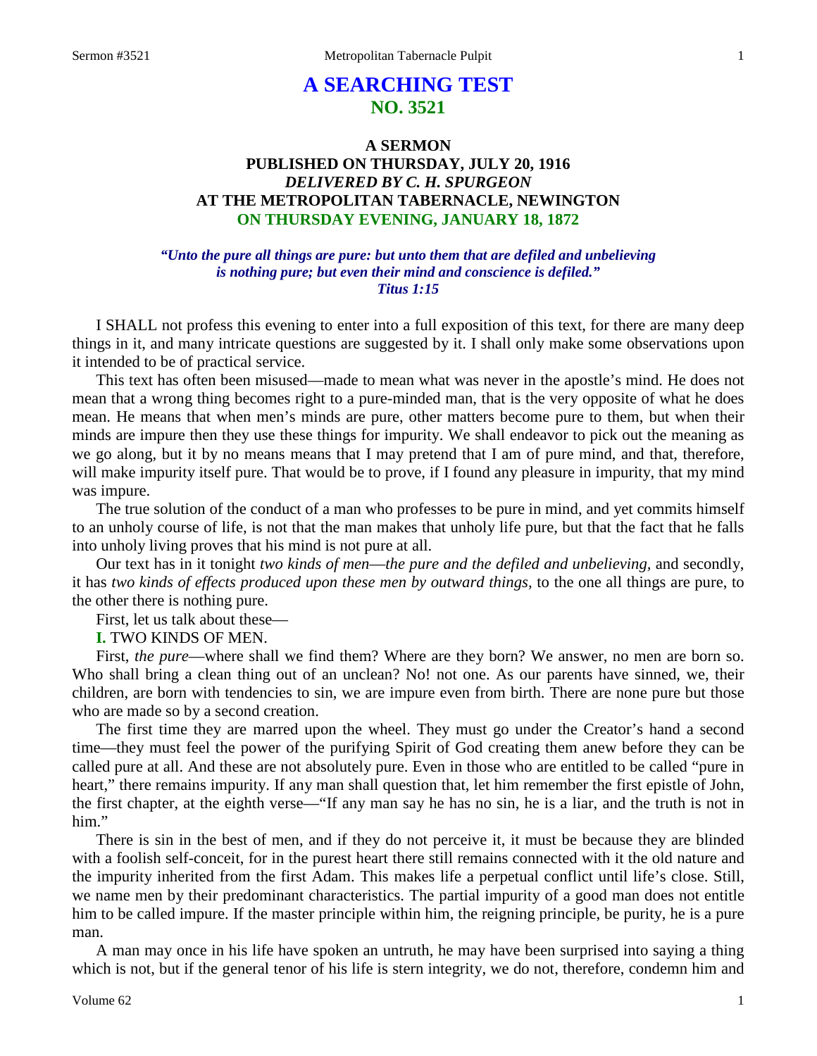# A SEARCHING TEST
## NO. 3521

### A SERMON
### PUBLISHED ON THURSDAY, JULY 20, 1916
### *DELIVERED BY C. H. SPURGEON*
### AT THE METROPOLITAN TABERNACLE, NEWINGTON
### ON THURSDAY EVENING, JANUARY 18, 1872

*"Unto the pure all things are pure: but unto them that are defiled and unbelieving is nothing pure; but even their mind and conscience is defiled."*
*Titus 1:15*

I SHALL not profess this evening to enter into a full exposition of this text, for there are many deep things in it, and many intricate questions are suggested by it. I shall only make some observations upon it intended to be of practical service.

This text has often been misused—made to mean what was never in the apostle's mind. He does not mean that a wrong thing becomes right to a pure-minded man, that is the very opposite of what he does mean. He means that when men's minds are pure, other matters become pure to them, but when their minds are impure then they use these things for impurity. We shall endeavor to pick out the meaning as we go along, but it by no means means that I may pretend that I am of pure mind, and that, therefore, will make impurity itself pure. That would be to prove, if I found any pleasure in impurity, that my mind was impure.

The true solution of the conduct of a man who professes to be pure in mind, and yet commits himself to an unholy course of life, is not that the man makes that unholy life pure, but that the fact that he falls into unholy living proves that his mind is not pure at all.

Our text has in it tonight *two kinds of men—the pure and the defiled and unbelieving,* and secondly, it has *two kinds of effects produced upon these men by outward things*, to the one all things are pure, to the other there is nothing pure.

First, let us talk about these—

**I.** TWO KINDS OF MEN.

First, *the pure*—where shall we find them? Where are they born? We answer, no men are born so. Who shall bring a clean thing out of an unclean? No! not one. As our parents have sinned, we, their children, are born with tendencies to sin, we are impure even from birth. There are none pure but those who are made so by a second creation.

The first time they are marred upon the wheel. They must go under the Creator's hand a second time—they must feel the power of the purifying Spirit of God creating them anew before they can be called pure at all. And these are not absolutely pure. Even in those who are entitled to be called "pure in heart," there remains impurity. If any man shall question that, let him remember the first epistle of John, the first chapter, at the eighth verse—"If any man say he has no sin, he is a liar, and the truth is not in him."

There is sin in the best of men, and if they do not perceive it, it must be because they are blinded with a foolish self-conceit, for in the purest heart there still remains connected with it the old nature and the impurity inherited from the first Adam. This makes life a perpetual conflict until life's close. Still, we name men by their predominant characteristics. The partial impurity of a good man does not entitle him to be called impure. If the master principle within him, the reigning principle, be purity, he is a pure man.

A man may once in his life have spoken an untruth, he may have been surprised into saying a thing which is not, but if the general tenor of his life is stern integrity, we do not, therefore, condemn him and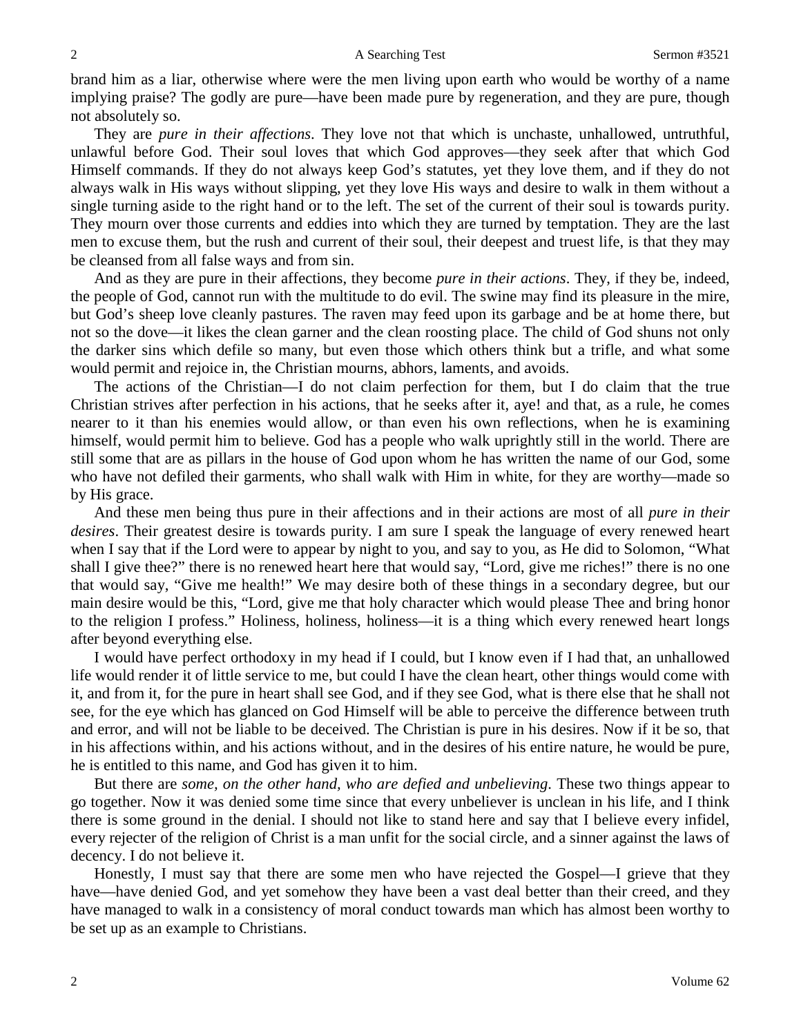brand him as a liar, otherwise where were the men living upon earth who would be worthy of a name implying praise? The godly are pure—have been made pure by regeneration, and they are pure, though not absolutely so.

They are *pure in their affections*. They love not that which is unchaste, unhallowed, untruthful, unlawful before God. Their soul loves that which God approves—they seek after that which God Himself commands. If they do not always keep God's statutes, yet they love them, and if they do not always walk in His ways without slipping, yet they love His ways and desire to walk in them without a single turning aside to the right hand or to the left. The set of the current of their soul is towards purity. They mourn over those currents and eddies into which they are turned by temptation. They are the last men to excuse them, but the rush and current of their soul, their deepest and truest life, is that they may be cleansed from all false ways and from sin.

And as they are pure in their affections, they become *pure in their actions*. They, if they be, indeed, the people of God, cannot run with the multitude to do evil. The swine may find its pleasure in the mire, but God's sheep love cleanly pastures. The raven may feed upon its garbage and be at home there, but not so the dove—it likes the clean garner and the clean roosting place. The child of God shuns not only the darker sins which defile so many, but even those which others think but a trifle, and what some would permit and rejoice in, the Christian mourns, abhors, laments, and avoids.

The actions of the Christian—I do not claim perfection for them, but I do claim that the true Christian strives after perfection in his actions, that he seeks after it, aye! and that, as a rule, he comes nearer to it than his enemies would allow, or than even his own reflections, when he is examining himself, would permit him to believe. God has a people who walk uprightly still in the world. There are still some that are as pillars in the house of God upon whom he has written the name of our God, some who have not defiled their garments, who shall walk with Him in white, for they are worthy—made so by His grace.

And these men being thus pure in their affections and in their actions are most of all *pure in their desires*. Their greatest desire is towards purity. I am sure I speak the language of every renewed heart when I say that if the Lord were to appear by night to you, and say to you, as He did to Solomon, "What shall I give thee?" there is no renewed heart here that would say, "Lord, give me riches!" there is no one that would say, "Give me health!" We may desire both of these things in a secondary degree, but our main desire would be this, "Lord, give me that holy character which would please Thee and bring honor to the religion I profess." Holiness, holiness, holiness—it is a thing which every renewed heart longs after beyond everything else.

I would have perfect orthodoxy in my head if I could, but I know even if I had that, an unhallowed life would render it of little service to me, but could I have the clean heart, other things would come with it, and from it, for the pure in heart shall see God, and if they see God, what is there else that he shall not see, for the eye which has glanced on God Himself will be able to perceive the difference between truth and error, and will not be liable to be deceived. The Christian is pure in his desires. Now if it be so, that in his affections within, and his actions without, and in the desires of his entire nature, he would be pure, he is entitled to this name, and God has given it to him.

But there are *some, on the other hand, who are defied and unbelieving*. These two things appear to go together. Now it was denied some time since that every unbeliever is unclean in his life, and I think there is some ground in the denial. I should not like to stand here and say that I believe every infidel, every rejecter of the religion of Christ is a man unfit for the social circle, and a sinner against the laws of decency. I do not believe it.

Honestly, I must say that there are some men who have rejected the Gospel—I grieve that they have—have denied God, and yet somehow they have been a vast deal better than their creed, and they have managed to walk in a consistency of moral conduct towards man which has almost been worthy to be set up as an example to Christians.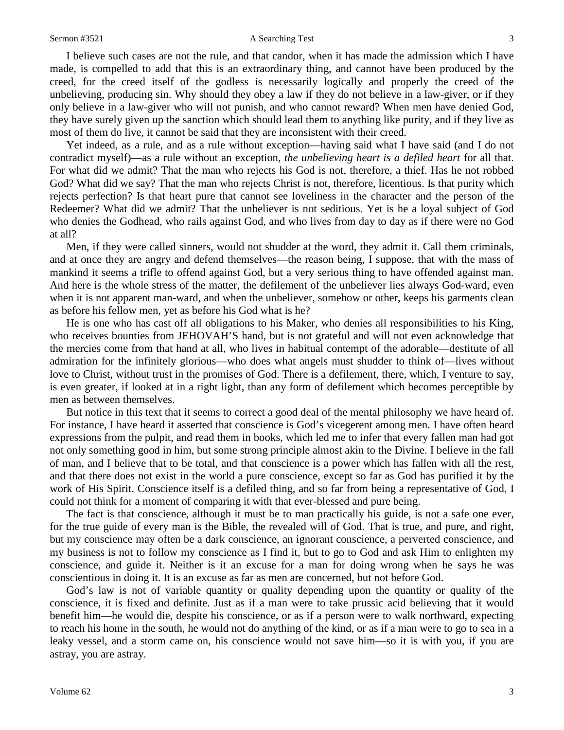I believe such cases are not the rule, and that candor, when it has made the admission which I have made, is compelled to add that this is an extraordinary thing, and cannot have been produced by the creed, for the creed itself of the godless is necessarily logically and properly the creed of the unbelieving, producing sin. Why should they obey a law if they do not believe in a law-giver, or if they only believe in a law-giver who will not punish, and who cannot reward? When men have denied God, they have surely given up the sanction which should lead them to anything like purity, and if they live as most of them do live, it cannot be said that they are inconsistent with their creed.

Yet indeed, as a rule, and as a rule without exception—having said what I have said (and I do not contradict myself)—as a rule without an exception, *the unbelieving heart is a defiled heart* for all that. For what did we admit? That the man who rejects his God is not, therefore, a thief. Has he not robbed God? What did we say? That the man who rejects Christ is not, therefore, licentious. Is that purity which rejects perfection? Is that heart pure that cannot see loveliness in the character and the person of the Redeemer? What did we admit? That the unbeliever is not seditious. Yet is he a loyal subject of God who denies the Godhead, who rails against God, and who lives from day to day as if there were no God at all?

Men, if they were called sinners, would not shudder at the word, they admit it. Call them criminals, and at once they are angry and defend themselves—the reason being, I suppose, that with the mass of mankind it seems a trifle to offend against God, but a very serious thing to have offended against man. And here is the whole stress of the matter, the defilement of the unbeliever lies always God-ward, even when it is not apparent man-ward, and when the unbeliever, somehow or other, keeps his garments clean as before his fellow men, yet as before his God what is he?

He is one who has cast off all obligations to his Maker, who denies all responsibilities to his King, who receives bounties from JEHOVAH'S hand, but is not grateful and will not even acknowledge that the mercies come from that hand at all, who lives in habitual contempt of the adorable—destitute of all admiration for the infinitely glorious—who does what angels must shudder to think of—lives without love to Christ, without trust in the promises of God. There is a defilement, there, which, I venture to say, is even greater, if looked at in a right light, than any form of defilement which becomes perceptible by men as between themselves.

But notice in this text that it seems to correct a good deal of the mental philosophy we have heard of. For instance, I have heard it asserted that conscience is God's vicegerent among men. I have often heard expressions from the pulpit, and read them in books, which led me to infer that every fallen man had got not only something good in him, but some strong principle almost akin to the Divine. I believe in the fall of man, and I believe that to be total, and that conscience is a power which has fallen with all the rest, and that there does not exist in the world a pure conscience, except so far as God has purified it by the work of His Spirit. Conscience itself is a defiled thing, and so far from being a representative of God, I could not think for a moment of comparing it with that ever-blessed and pure being.

The fact is that conscience, although it must be to man practically his guide, is not a safe one ever, for the true guide of every man is the Bible, the revealed will of God. That is true, and pure, and right, but my conscience may often be a dark conscience, an ignorant conscience, a perverted conscience, and my business is not to follow my conscience as I find it, but to go to God and ask Him to enlighten my conscience, and guide it. Neither is it an excuse for a man for doing wrong when he says he was conscientious in doing it. It is an excuse as far as men are concerned, but not before God.

God's law is not of variable quantity or quality depending upon the quantity or quality of the conscience, it is fixed and definite. Just as if a man were to take prussic acid believing that it would benefit him—he would die, despite his conscience, or as if a person were to walk northward, expecting to reach his home in the south, he would not do anything of the kind, or as if a man were to go to sea in a leaky vessel, and a storm came on, his conscience would not save him—so it is with you, if you are astray, you are astray.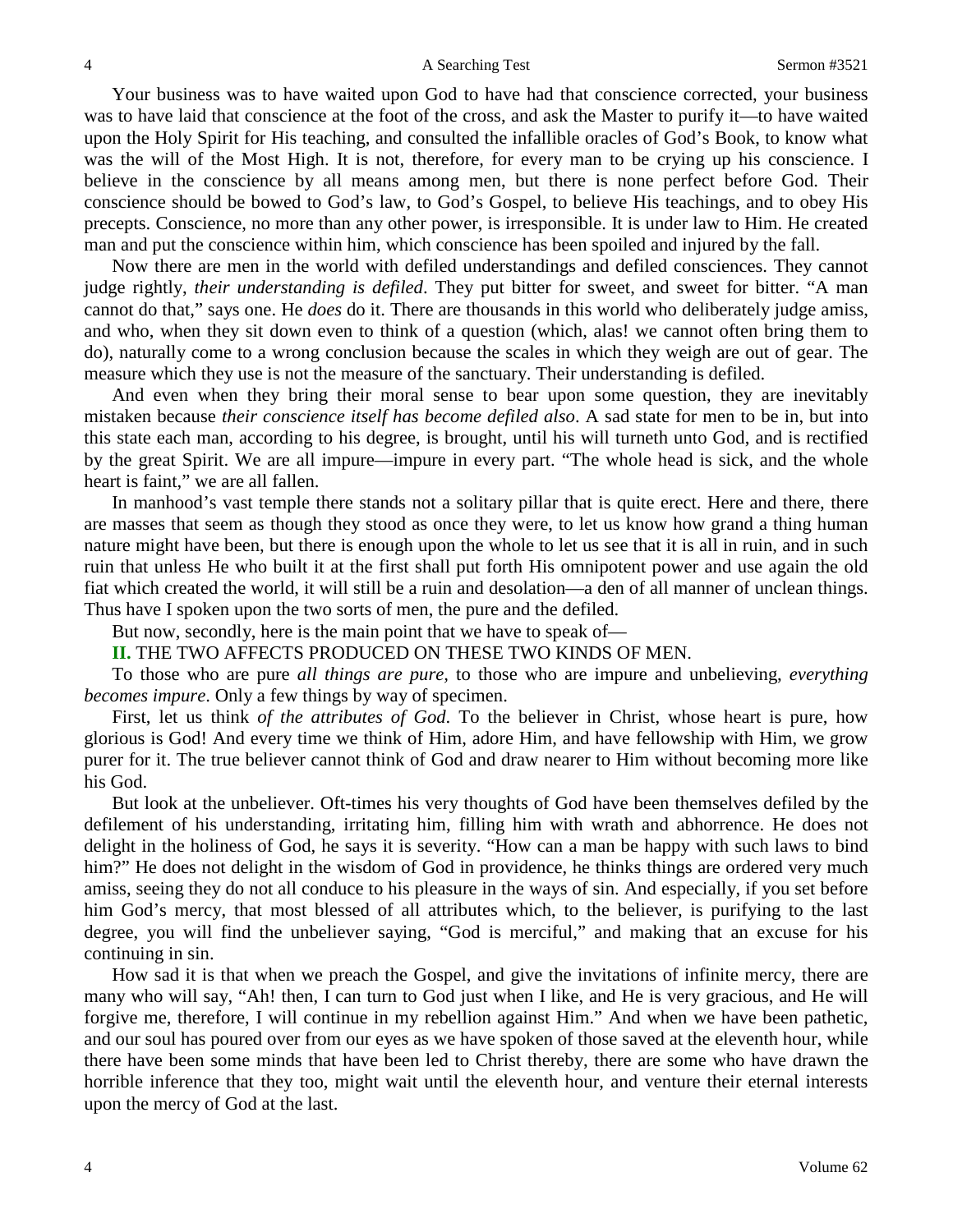Your business was to have waited upon God to have had that conscience corrected, your business was to have laid that conscience at the foot of the cross, and ask the Master to purify it—to have waited upon the Holy Spirit for His teaching, and consulted the infallible oracles of God's Book, to know what was the will of the Most High. It is not, therefore, for every man to be crying up his conscience. I believe in the conscience by all means among men, but there is none perfect before God. Their conscience should be bowed to God's law, to God's Gospel, to believe His teachings, and to obey His precepts. Conscience, no more than any other power, is irresponsible. It is under law to Him. He created man and put the conscience within him, which conscience has been spoiled and injured by the fall.

Now there are men in the world with defiled understandings and defiled consciences. They cannot judge rightly, *their understanding is defiled*. They put bitter for sweet, and sweet for bitter. "A man cannot do that," says one. He *does* do it. There are thousands in this world who deliberately judge amiss, and who, when they sit down even to think of a question (which, alas! we cannot often bring them to do), naturally come to a wrong conclusion because the scales in which they weigh are out of gear. The measure which they use is not the measure of the sanctuary. Their understanding is defiled.

And even when they bring their moral sense to bear upon some question, they are inevitably mistaken because *their conscience itself has become defiled also*. A sad state for men to be in, but into this state each man, according to his degree, is brought, until his will turneth unto God, and is rectified by the great Spirit. We are all impure—impure in every part. "The whole head is sick, and the whole heart is faint," we are all fallen.

In manhood's vast temple there stands not a solitary pillar that is quite erect. Here and there, there are masses that seem as though they stood as once they were, to let us know how grand a thing human nature might have been, but there is enough upon the whole to let us see that it is all in ruin, and in such ruin that unless He who built it at the first shall put forth His omnipotent power and use again the old fiat which created the world, it will still be a ruin and desolation—a den of all manner of unclean things. Thus have I spoken upon the two sorts of men, the pure and the defiled.

But now, secondly, here is the main point that we have to speak of—

**II.** THE TWO AFFECTS PRODUCED ON THESE TWO KINDS OF MEN.

To those who are pure *all things are pure*, to those who are impure and unbelieving, *everything becomes impure*. Only a few things by way of specimen.

First, let us think *of the attributes of God*. To the believer in Christ, whose heart is pure, how glorious is God! And every time we think of Him, adore Him, and have fellowship with Him, we grow purer for it. The true believer cannot think of God and draw nearer to Him without becoming more like his God.

But look at the unbeliever. Oft-times his very thoughts of God have been themselves defiled by the defilement of his understanding, irritating him, filling him with wrath and abhorrence. He does not delight in the holiness of God, he says it is severity. "How can a man be happy with such laws to bind him?" He does not delight in the wisdom of God in providence, he thinks things are ordered very much amiss, seeing they do not all conduce to his pleasure in the ways of sin. And especially, if you set before him God's mercy, that most blessed of all attributes which, to the believer, is purifying to the last degree, you will find the unbeliever saying, "God is merciful," and making that an excuse for his continuing in sin.

How sad it is that when we preach the Gospel, and give the invitations of infinite mercy, there are many who will say, "Ah! then, I can turn to God just when I like, and He is very gracious, and He will forgive me, therefore, I will continue in my rebellion against Him." And when we have been pathetic, and our soul has poured over from our eyes as we have spoken of those saved at the eleventh hour, while there have been some minds that have been led to Christ thereby, there are some who have drawn the horrible inference that they too, might wait until the eleventh hour, and venture their eternal interests upon the mercy of God at the last.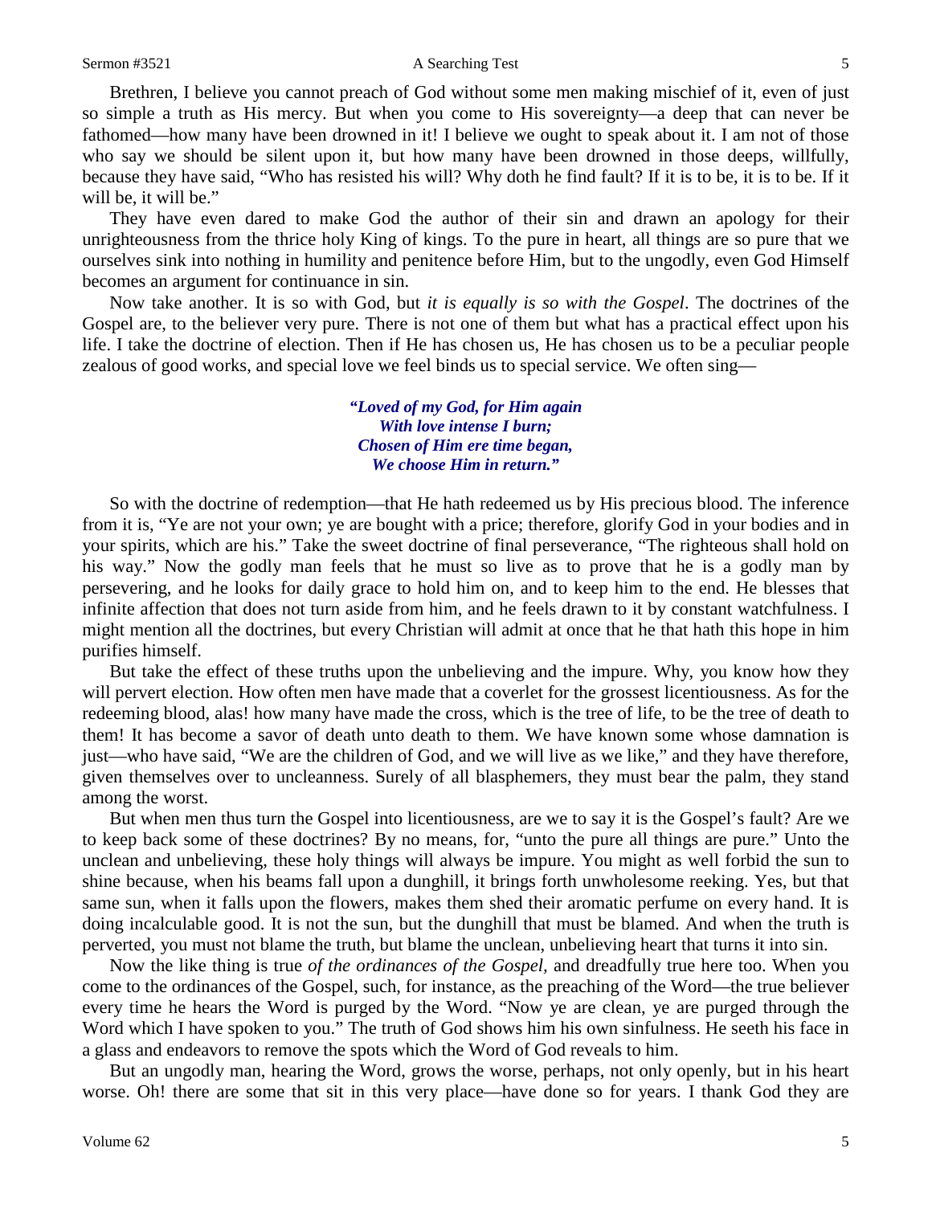Brethren, I believe you cannot preach of God without some men making mischief of it, even of just so simple a truth as His mercy. But when you come to His sovereignty—a deep that can never be fathomed—how many have been drowned in it! I believe we ought to speak about it. I am not of those who say we should be silent upon it, but how many have been drowned in those deeps, willfully, because they have said, "Who has resisted his will? Why doth he find fault? If it is to be, it is to be. If it will be, it will be."

They have even dared to make God the author of their sin and drawn an apology for their unrighteousness from the thrice holy King of kings. To the pure in heart, all things are so pure that we ourselves sink into nothing in humility and penitence before Him, but to the ungodly, even God Himself becomes an argument for continuance in sin.

Now take another. It is so with God, but *it is equally is so with the Gospel*. The doctrines of the Gospel are, to the believer very pure. There is not one of them but what has a practical effect upon his life. I take the doctrine of election. Then if He has chosen us, He has chosen us to be a peculiar people zealous of good works, and special love we feel binds us to special service. We often sing—

> ***"Loved of my God, for Him again***
> ***With love intense I burn;***
> ***Chosen of Him ere time began,***
> ***We choose Him in return."***

So with the doctrine of redemption—that He hath redeemed us by His precious blood. The inference from it is, "Ye are not your own; ye are bought with a price; therefore, glorify God in your bodies and in your spirits, which are his." Take the sweet doctrine of final perseverance, "The righteous shall hold on his way." Now the godly man feels that he must so live as to prove that he is a godly man by persevering, and he looks for daily grace to hold him on, and to keep him to the end. He blesses that infinite affection that does not turn aside from him, and he feels drawn to it by constant watchfulness. I might mention all the doctrines, but every Christian will admit at once that he that hath this hope in him purifies himself.

But take the effect of these truths upon the unbelieving and the impure. Why, you know how they will pervert election. How often men have made that a coverlet for the grossest licentiousness. As for the redeeming blood, alas! how many have made the cross, which is the tree of life, to be the tree of death to them! It has become a savor of death unto death to them. We have known some whose damnation is just—who have said, "We are the children of God, and we will live as we like," and they have therefore, given themselves over to uncleanness. Surely of all blasphemers, they must bear the palm, they stand among the worst.

But when men thus turn the Gospel into licentiousness, are we to say it is the Gospel's fault? Are we to keep back some of these doctrines? By no means, for, "unto the pure all things are pure." Unto the unclean and unbelieving, these holy things will always be impure. You might as well forbid the sun to shine because, when his beams fall upon a dunghill, it brings forth unwholesome reeking. Yes, but that same sun, when it falls upon the flowers, makes them shed their aromatic perfume on every hand. It is doing incalculable good. It is not the sun, but the dunghill that must be blamed. And when the truth is perverted, you must not blame the truth, but blame the unclean, unbelieving heart that turns it into sin.

Now the like thing is true *of the ordinances of the Gospel,* and dreadfully true here too. When you come to the ordinances of the Gospel, such, for instance, as the preaching of the Word—the true believer every time he hears the Word is purged by the Word. "Now ye are clean, ye are purged through the Word which I have spoken to you." The truth of God shows him his own sinfulness. He seeth his face in a glass and endeavors to remove the spots which the Word of God reveals to him.

But an ungodly man, hearing the Word, grows the worse, perhaps, not only openly, but in his heart worse. Oh! there are some that sit in this very place—have done so for years. I thank God they are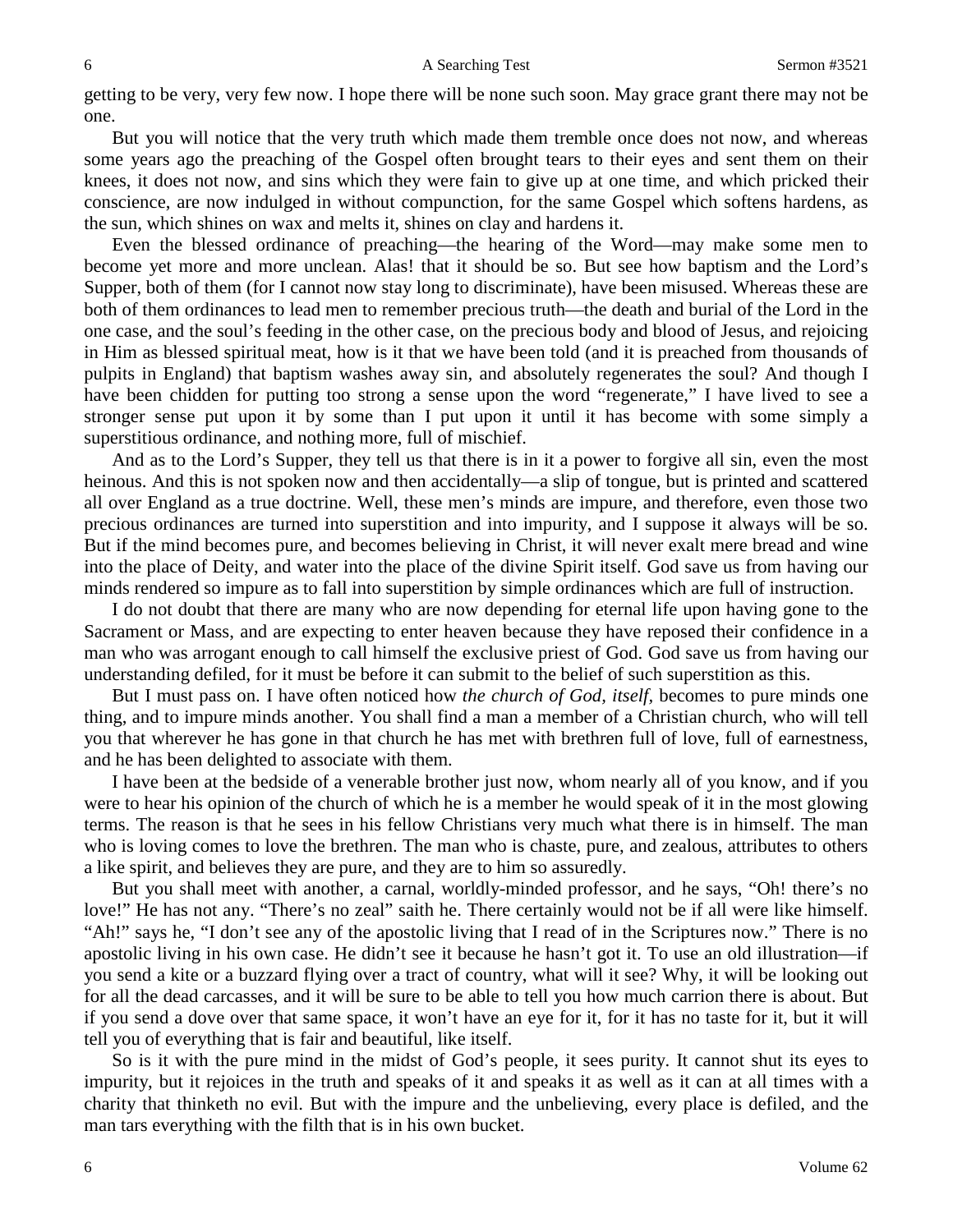getting to be very, very few now. I hope there will be none such soon. May grace grant there may not be one.

But you will notice that the very truth which made them tremble once does not now, and whereas some years ago the preaching of the Gospel often brought tears to their eyes and sent them on their knees, it does not now, and sins which they were fain to give up at one time, and which pricked their conscience, are now indulged in without compunction, for the same Gospel which softens hardens, as the sun, which shines on wax and melts it, shines on clay and hardens it.

Even the blessed ordinance of preaching—the hearing of the Word—may make some men to become yet more and more unclean. Alas! that it should be so. But see how baptism and the Lord's Supper, both of them (for I cannot now stay long to discriminate), have been misused. Whereas these are both of them ordinances to lead men to remember precious truth—the death and burial of the Lord in the one case, and the soul's feeding in the other case, on the precious body and blood of Jesus, and rejoicing in Him as blessed spiritual meat, how is it that we have been told (and it is preached from thousands of pulpits in England) that baptism washes away sin, and absolutely regenerates the soul? And though I have been chidden for putting too strong a sense upon the word "regenerate," I have lived to see a stronger sense put upon it by some than I put upon it until it has become with some simply a superstitious ordinance, and nothing more, full of mischief.

And as to the Lord's Supper, they tell us that there is in it a power to forgive all sin, even the most heinous. And this is not spoken now and then accidentally—a slip of tongue, but is printed and scattered all over England as a true doctrine. Well, these men's minds are impure, and therefore, even those two precious ordinances are turned into superstition and into impurity, and I suppose it always will be so. But if the mind becomes pure, and becomes believing in Christ, it will never exalt mere bread and wine into the place of Deity, and water into the place of the divine Spirit itself. God save us from having our minds rendered so impure as to fall into superstition by simple ordinances which are full of instruction.

I do not doubt that there are many who are now depending for eternal life upon having gone to the Sacrament or Mass, and are expecting to enter heaven because they have reposed their confidence in a man who was arrogant enough to call himself the exclusive priest of God. God save us from having our understanding defiled, for it must be before it can submit to the belief of such superstition as this.

But I must pass on. I have often noticed how *the church of God, itself*, becomes to pure minds one thing, and to impure minds another. You shall find a man a member of a Christian church, who will tell you that wherever he has gone in that church he has met with brethren full of love, full of earnestness, and he has been delighted to associate with them.

I have been at the bedside of a venerable brother just now, whom nearly all of you know, and if you were to hear his opinion of the church of which he is a member he would speak of it in the most glowing terms. The reason is that he sees in his fellow Christians very much what there is in himself. The man who is loving comes to love the brethren. The man who is chaste, pure, and zealous, attributes to others a like spirit, and believes they are pure, and they are to him so assuredly.

But you shall meet with another, a carnal, worldly-minded professor, and he says, "Oh! there's no love!" He has not any. "There's no zeal" saith he. There certainly would not be if all were like himself. "Ah!" says he, "I don't see any of the apostolic living that I read of in the Scriptures now." There is no apostolic living in his own case. He didn't see it because he hasn't got it. To use an old illustration—if you send a kite or a buzzard flying over a tract of country, what will it see? Why, it will be looking out for all the dead carcasses, and it will be sure to be able to tell you how much carrion there is about. But if you send a dove over that same space, it won't have an eye for it, for it has no taste for it, but it will tell you of everything that is fair and beautiful, like itself.

So is it with the pure mind in the midst of God's people, it sees purity. It cannot shut its eyes to impurity, but it rejoices in the truth and speaks of it and speaks it as well as it can at all times with a charity that thinketh no evil. But with the impure and the unbelieving, every place is defiled, and the man tars everything with the filth that is in his own bucket.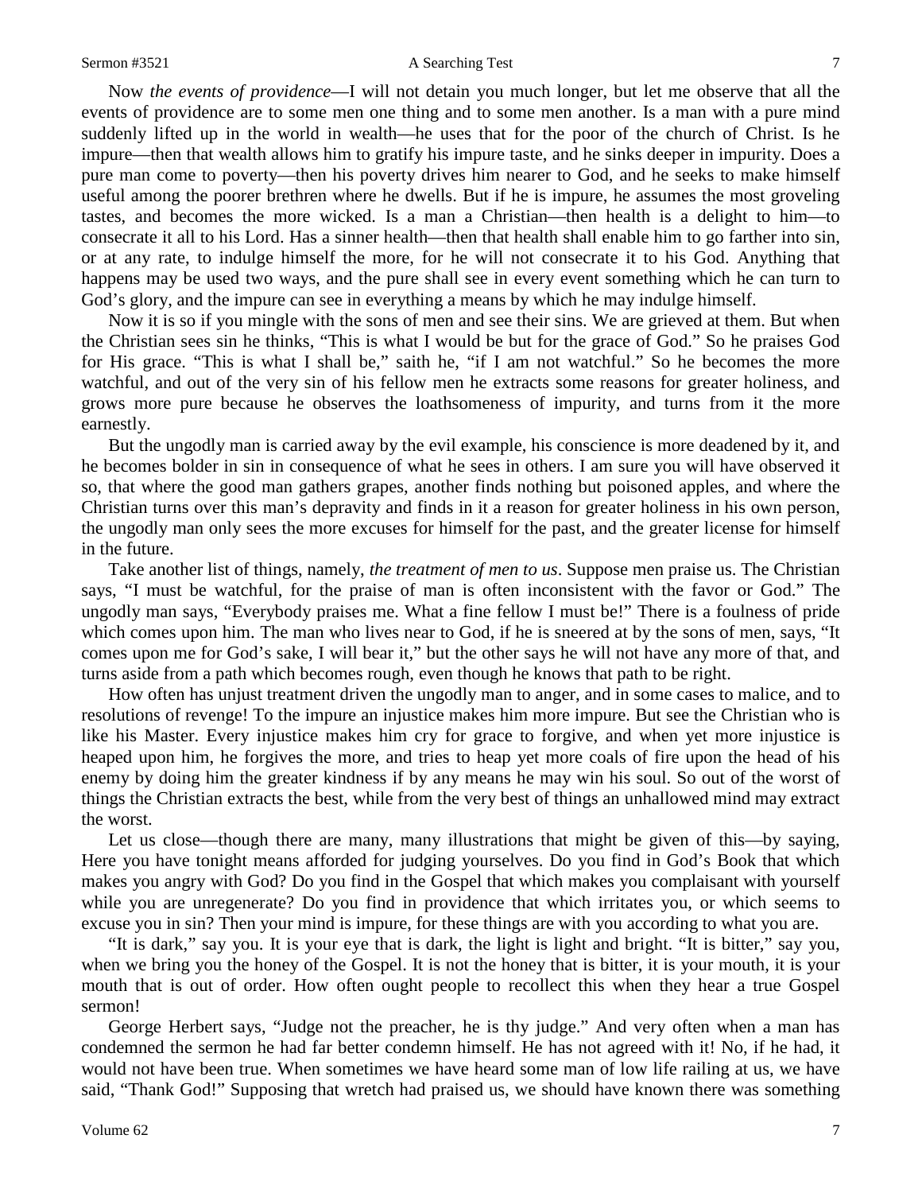Now *the events of providence*—I will not detain you much longer, but let me observe that all the events of providence are to some men one thing and to some men another. Is a man with a pure mind suddenly lifted up in the world in wealth—he uses that for the poor of the church of Christ. Is he impure—then that wealth allows him to gratify his impure taste, and he sinks deeper in impurity. Does a pure man come to poverty—then his poverty drives him nearer to God, and he seeks to make himself useful among the poorer brethren where he dwells. But if he is impure, he assumes the most groveling tastes, and becomes the more wicked. Is a man a Christian—then health is a delight to him—to consecrate it all to his Lord. Has a sinner health—then that health shall enable him to go farther into sin, or at any rate, to indulge himself the more, for he will not consecrate it to his God. Anything that happens may be used two ways, and the pure shall see in every event something which he can turn to God's glory, and the impure can see in everything a means by which he may indulge himself.

Now it is so if you mingle with the sons of men and see their sins. We are grieved at them. But when the Christian sees sin he thinks, "This is what I would be but for the grace of God." So he praises God for His grace. "This is what I shall be," saith he, "if I am not watchful." So he becomes the more watchful, and out of the very sin of his fellow men he extracts some reasons for greater holiness, and grows more pure because he observes the loathsomeness of impurity, and turns from it the more earnestly.

But the ungodly man is carried away by the evil example, his conscience is more deadened by it, and he becomes bolder in sin in consequence of what he sees in others. I am sure you will have observed it so, that where the good man gathers grapes, another finds nothing but poisoned apples, and where the Christian turns over this man's depravity and finds in it a reason for greater holiness in his own person, the ungodly man only sees the more excuses for himself for the past, and the greater license for himself in the future.

Take another list of things, namely, *the treatment of men to us*. Suppose men praise us. The Christian says, "I must be watchful, for the praise of man is often inconsistent with the favor or God." The ungodly man says, "Everybody praises me. What a fine fellow I must be!" There is a foulness of pride which comes upon him. The man who lives near to God, if he is sneered at by the sons of men, says, "It comes upon me for God's sake, I will bear it," but the other says he will not have any more of that, and turns aside from a path which becomes rough, even though he knows that path to be right.

How often has unjust treatment driven the ungodly man to anger, and in some cases to malice, and to resolutions of revenge! To the impure an injustice makes him more impure. But see the Christian who is like his Master. Every injustice makes him cry for grace to forgive, and when yet more injustice is heaped upon him, he forgives the more, and tries to heap yet more coals of fire upon the head of his enemy by doing him the greater kindness if by any means he may win his soul. So out of the worst of things the Christian extracts the best, while from the very best of things an unhallowed mind may extract the worst.

Let us close—though there are many, many illustrations that might be given of this—by saying, Here you have tonight means afforded for judging yourselves. Do you find in God's Book that which makes you angry with God? Do you find in the Gospel that which makes you complaisant with yourself while you are unregenerate? Do you find in providence that which irritates you, or which seems to excuse you in sin? Then your mind is impure, for these things are with you according to what you are.

"It is dark," say you. It is your eye that is dark, the light is light and bright. "It is bitter," say you, when we bring you the honey of the Gospel. It is not the honey that is bitter, it is your mouth, it is your mouth that is out of order. How often ought people to recollect this when they hear a true Gospel sermon!

George Herbert says, "Judge not the preacher, he is thy judge." And very often when a man has condemned the sermon he had far better condemn himself. He has not agreed with it! No, if he had, it would not have been true. When sometimes we have heard some man of low life railing at us, we have said, "Thank God!" Supposing that wretch had praised us, we should have known there was something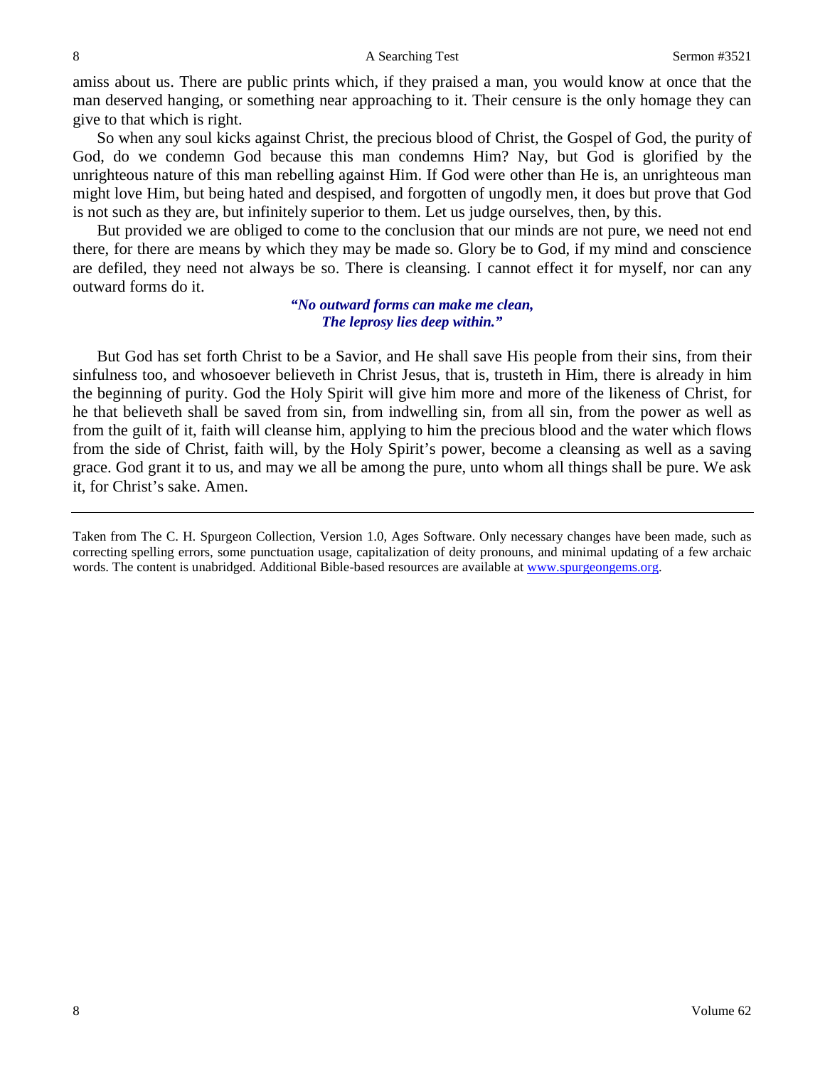amiss about us. There are public prints which, if they praised a man, you would know at once that the man deserved hanging, or something near approaching to it. Their censure is the only homage they can give to that which is right.

So when any soul kicks against Christ, the precious blood of Christ, the Gospel of God, the purity of God, do we condemn God because this man condemns Him? Nay, but God is glorified by the unrighteous nature of this man rebelling against Him. If God were other than He is, an unrighteous man might love Him, but being hated and despised, and forgotten of ungodly men, it does but prove that God is not such as they are, but infinitely superior to them. Let us judge ourselves, then, by this.

But provided we are obliged to come to the conclusion that our minds are not pure, we need not end there, for there are means by which they may be made so. Glory be to God, if my mind and conscience are defiled, they need not always be so. There is cleansing. I cannot effect it for myself, nor can any outward forms do it.

> ***"No outward forms can make me clean,***
> ***The leprosy lies deep within."***

But God has set forth Christ to be a Savior, and He shall save His people from their sins, from their sinfulness too, and whosoever believeth in Christ Jesus, that is, trusteth in Him, there is already in him the beginning of purity. God the Holy Spirit will give him more and more of the likeness of Christ, for he that believeth shall be saved from sin, from indwelling sin, from all sin, from the power as well as from the guilt of it, faith will cleanse him, applying to him the precious blood and the water which flows from the side of Christ, faith will, by the Holy Spirit's power, become a cleansing as well as a saving grace. God grant it to us, and may we all be among the pure, unto whom all things shall be pure. We ask it, for Christ's sake. Amen.

---

Taken from The C. H. Spurgeon Collection, Version 1.0, Ages Software. Only necessary changes have been made, such as correcting spelling errors, some punctuation usage, capitalization of deity pronouns, and minimal updating of a few archaic words. The content is unabridged. Additional Bible-based resources are available at www.spurgeongems.org.